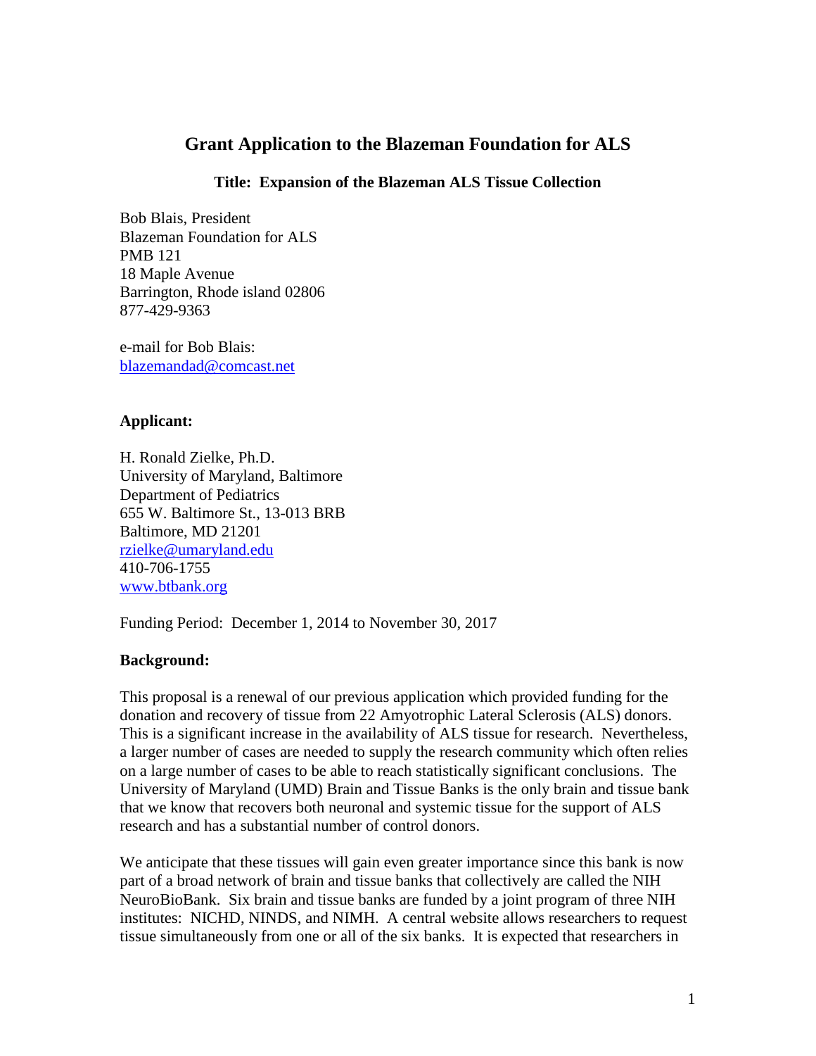# Grant Application to the Blazeman Foundation for ALS

### Title: Expansion of the Blazeman ALS Tissue Collection

Bob Blais, President  
Blazeman Foundation for ALS  
PMB 121  
18 Maple Avenue  
Barrington, Rhode island 02806  
877-429-9363

e-mail for Bob Blais:  
blazemandad@comcast.net

**Applicant:**

H. Ronald Zielke, Ph.D.  
University of Maryland, Baltimore  
Department of Pediatrics  
655 W. Baltimore St., 13-013 BRB  
Baltimore, MD 21201  
rzielke@umaryland.edu  
410-706-1755  
www.btbank.org

Funding Period: December 1, 2014 to November 30, 2017

**Background:**

This proposal is a renewal of our previous application which provided funding for the donation and recovery of tissue from 22 Amyotrophic Lateral Sclerosis (ALS) donors. This is a significant increase in the availability of ALS tissue for research. Nevertheless, a larger number of cases are needed to supply the research community which often relies on a large number of cases to be able to reach statistically significant conclusions. The University of Maryland (UMD) Brain and Tissue Banks is the only brain and tissue bank that we know that recovers both neuronal and systemic tissue for the support of ALS research and has a substantial number of control donors.

We anticipate that these tissues will gain even greater importance since this bank is now part of a broad network of brain and tissue banks that collectively are called the NIH NeuroBioBank. Six brain and tissue banks are funded by a joint program of three NIH institutes: NICHD, NINDS, and NIMH. A central website allows researchers to request tissue simultaneously from one or all of the six banks. It is expected that researchers in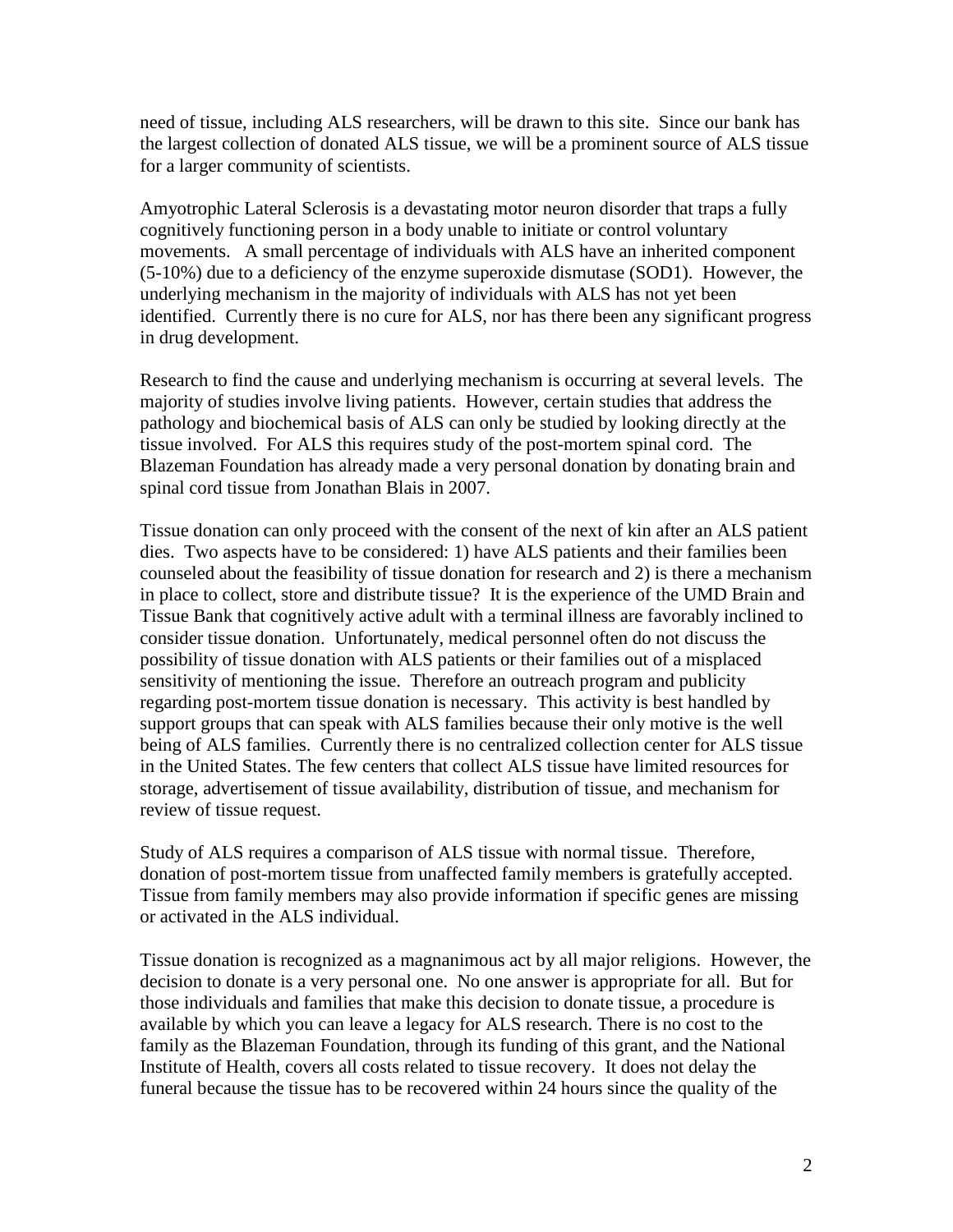need of tissue, including ALS researchers, will be drawn to this site. Since our bank has the largest collection of donated ALS tissue, we will be a prominent source of ALS tissue for a larger community of scientists.

Amyotrophic Lateral Sclerosis is a devastating motor neuron disorder that traps a fully cognitively functioning person in a body unable to initiate or control voluntary movements. A small percentage of individuals with ALS have an inherited component (5-10%) due to a deficiency of the enzyme superoxide dismutase (SOD1). However, the underlying mechanism in the majority of individuals with ALS has not yet been identified. Currently there is no cure for ALS, nor has there been any significant progress in drug development.

Research to find the cause and underlying mechanism is occurring at several levels. The majority of studies involve living patients. However, certain studies that address the pathology and biochemical basis of ALS can only be studied by looking directly at the tissue involved. For ALS this requires study of the post-mortem spinal cord. The Blazeman Foundation has already made a very personal donation by donating brain and spinal cord tissue from Jonathan Blais in 2007.

Tissue donation can only proceed with the consent of the next of kin after an ALS patient dies. Two aspects have to be considered: 1) have ALS patients and their families been counseled about the feasibility of tissue donation for research and 2) is there a mechanism in place to collect, store and distribute tissue? It is the experience of the UMD Brain and Tissue Bank that cognitively active adult with a terminal illness are favorably inclined to consider tissue donation. Unfortunately, medical personnel often do not discuss the possibility of tissue donation with ALS patients or their families out of a misplaced sensitivity of mentioning the issue. Therefore an outreach program and publicity regarding post-mortem tissue donation is necessary. This activity is best handled by support groups that can speak with ALS families because their only motive is the well being of ALS families. Currently there is no centralized collection center for ALS tissue in the United States. The few centers that collect ALS tissue have limited resources for storage, advertisement of tissue availability, distribution of tissue, and mechanism for review of tissue request.

Study of ALS requires a comparison of ALS tissue with normal tissue. Therefore, donation of post-mortem tissue from unaffected family members is gratefully accepted. Tissue from family members may also provide information if specific genes are missing or activated in the ALS individual.

Tissue donation is recognized as a magnanimous act by all major religions. However, the decision to donate is a very personal one. No one answer is appropriate for all. But for those individuals and families that make this decision to donate tissue, a procedure is available by which you can leave a legacy for ALS research. There is no cost to the family as the Blazeman Foundation, through its funding of this grant, and the National Institute of Health, covers all costs related to tissue recovery. It does not delay the funeral because the tissue has to be recovered within 24 hours since the quality of the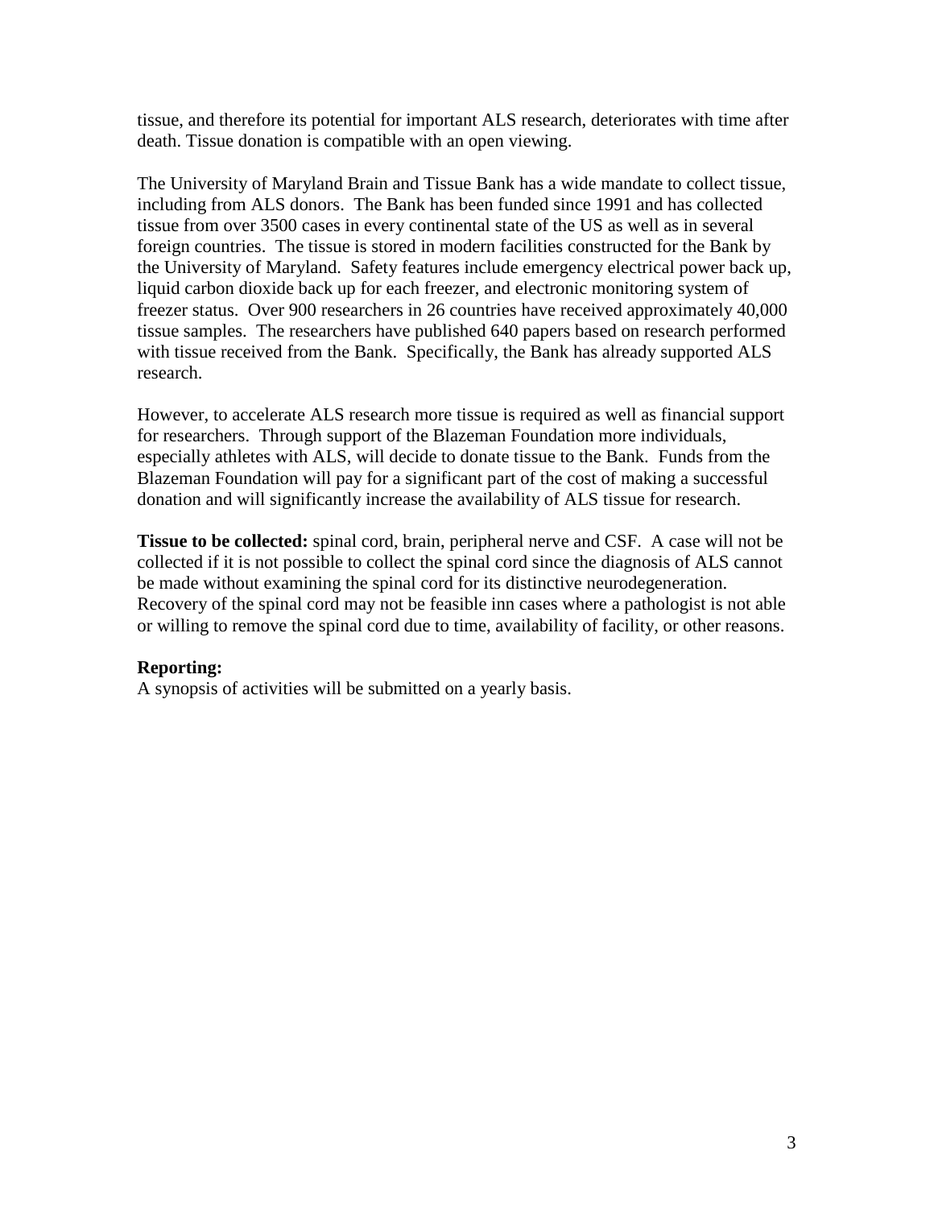tissue, and therefore its potential for important ALS research, deteriorates with time after death. Tissue donation is compatible with an open viewing.

The University of Maryland Brain and Tissue Bank has a wide mandate to collect tissue, including from ALS donors. The Bank has been funded since 1991 and has collected tissue from over 3500 cases in every continental state of the US as well as in several foreign countries. The tissue is stored in modern facilities constructed for the Bank by the University of Maryland. Safety features include emergency electrical power back up, liquid carbon dioxide back up for each freezer, and electronic monitoring system of freezer status. Over 900 researchers in 26 countries have received approximately 40,000 tissue samples. The researchers have published 640 papers based on research performed with tissue received from the Bank. Specifically, the Bank has already supported ALS research.

However, to accelerate ALS research more tissue is required as well as financial support for researchers. Through support of the Blazeman Foundation more individuals, especially athletes with ALS, will decide to donate tissue to the Bank. Funds from the Blazeman Foundation will pay for a significant part of the cost of making a successful donation and will significantly increase the availability of ALS tissue for research.

**Tissue to be collected:** spinal cord, brain, peripheral nerve and CSF. A case will not be collected if it is not possible to collect the spinal cord since the diagnosis of ALS cannot be made without examining the spinal cord for its distinctive neurodegeneration. Recovery of the spinal cord may not be feasible inn cases where a pathologist is not able or willing to remove the spinal cord due to time, availability of facility, or other reasons.

**Reporting:**
A synopsis of activities will be submitted on a yearly basis.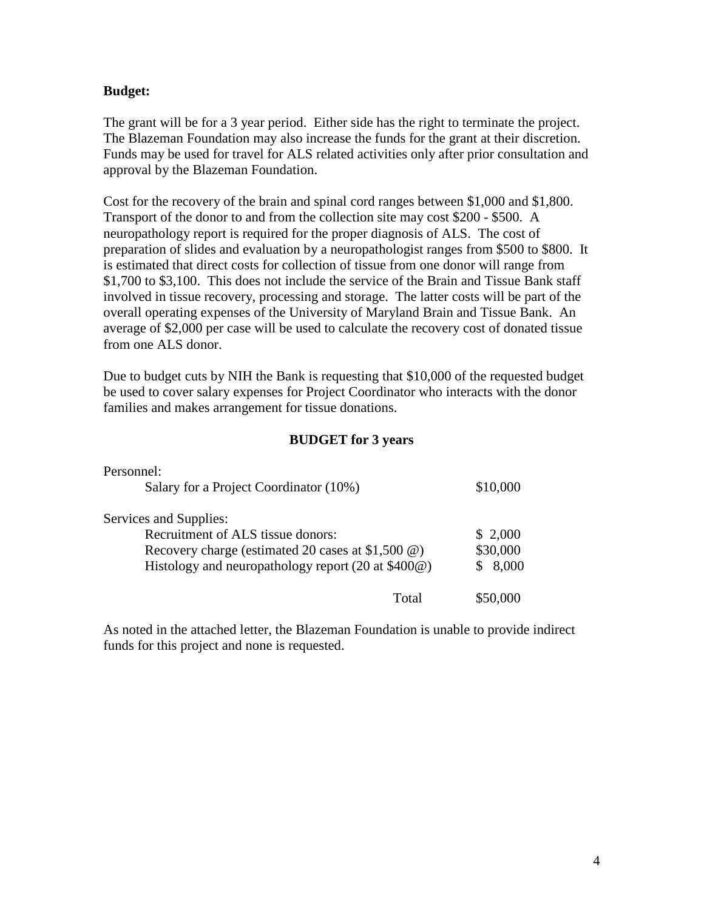**Budget:**

The grant will be for a 3 year period. Either side has the right to terminate the project. The Blazeman Foundation may also increase the funds for the grant at their discretion. Funds may be used for travel for ALS related activities only after prior consultation and approval by the Blazeman Foundation.

Cost for the recovery of the brain and spinal cord ranges between $1,000 and $1,800. Transport of the donor to and from the collection site may cost $200 - $500. A neuropathology report is required for the proper diagnosis of ALS. The cost of preparation of slides and evaluation by a neuropathologist ranges from $500 to $800. It is estimated that direct costs for collection of tissue from one donor will range from $1,700 to $3,100. This does not include the service of the Brain and Tissue Bank staff involved in tissue recovery, processing and storage. The latter costs will be part of the overall operating expenses of the University of Maryland Brain and Tissue Bank. An average of $2,000 per case will be used to calculate the recovery cost of donated tissue from one ALS donor.

Due to budget cuts by NIH the Bank is requesting that $10,000 of the requested budget be used to cover salary expenses for Project Coordinator who interacts with the donor families and makes arrangement for tissue donations.

**BUDGET for 3 years**

| | |
|---|---|
| Personnel: | |
| Salary for a Project Coordinator (10%) | $10,000 |
| Services and Supplies: | |
| Recruitment of ALS tissue donors: | $ 2,000 |
| Recovery charge (estimated 20 cases at $1,500 @) | $30,000 |
| Histology and neuropathology report (20 at $400@) | $ 8,000 |
| Total | $50,000 |

As noted in the attached letter, the Blazeman Foundation is unable to provide indirect funds for this project and none is requested.